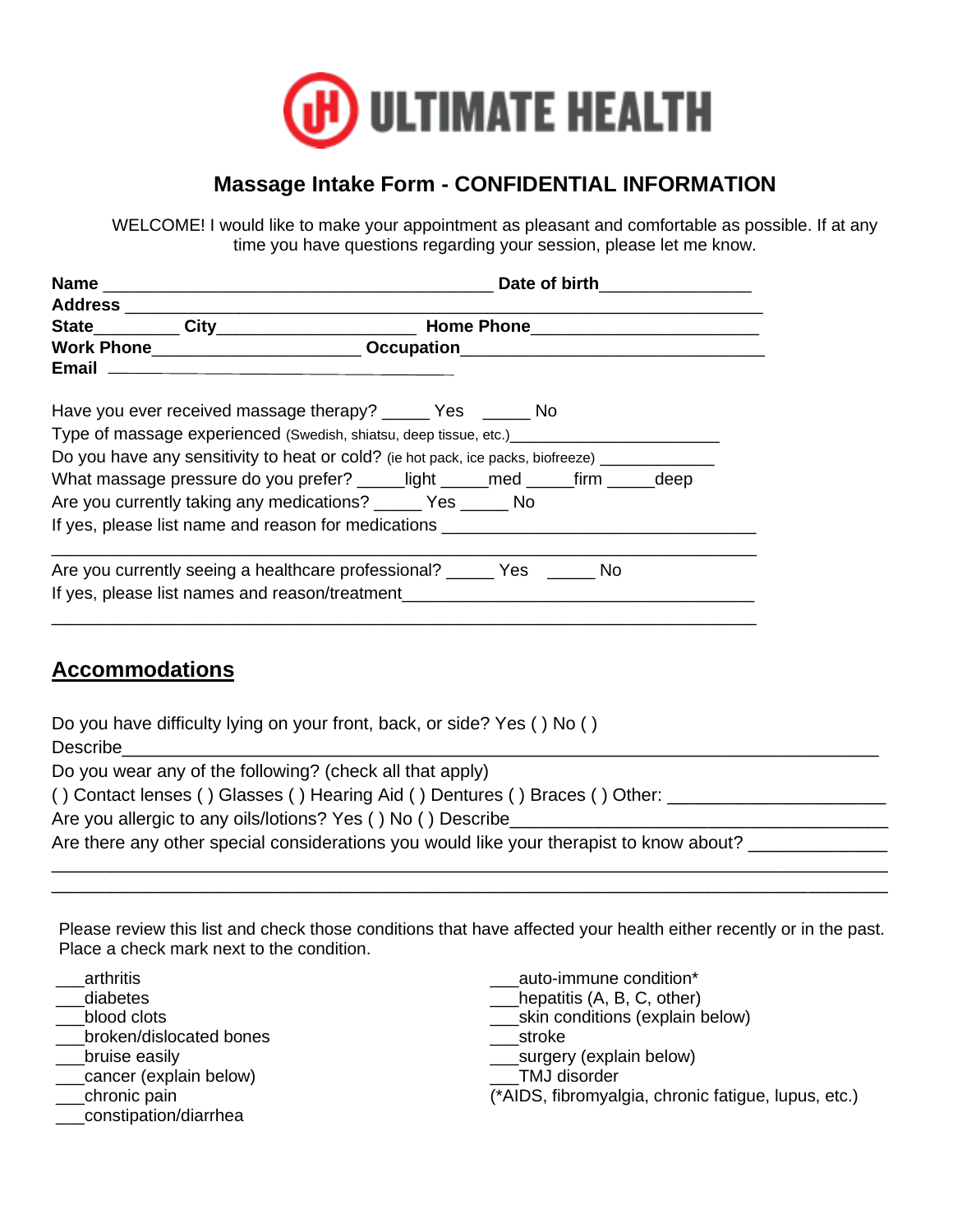# ULTIMATE HEALTH

## Massage Intake Form - CONFIDENTIAL INFORMATION

WELCOME! I would like to make your appointment as pleasant and comfortable as possible. If at any time you have questions regarding your session, please let me know.

**Name** ________________________________________ **Date of birth**_______________
**Address** ____________________________________________________________________
**State**_________ **City**_____________________ **Home Phone**_______________________
**Work Phone**______________________ **Occupation**_______________________________
**Email** ____________________________________

Have you ever received massage therapy? _____ Yes _____ No
Type of massage experienced (Swedish, shiatsu, deep tissue, etc.)______________________
Do you have any sensitivity to heat or cold? (ie hot pack, ice packs, biofreeze) ____________
What massage pressure do you prefer? _____light _____med _____firm _____deep
Are you currently taking any medications? _____ Yes _____ No
If yes, please list name and reason for medications _________________________________
_________________________________________________________________________
Are you currently seeing a healthcare professional? _____ Yes _____ No
If yes, please list names and reason/treatment____________________________________
_________________________________________________________________________

## Accommodations

Do you have difficulty lying on your front, back, or side? Yes ( ) No ( )
Describe_______________________________________________________________________
Do you wear any of the following? (check all that apply)
( ) Contact lenses ( ) Glasses ( ) Hearing Aid ( ) Dentures ( ) Braces ( ) Other: _____________________
Are you allergic to any oils/lotions? Yes ( ) No ( ) Describe_____________________________________
Are there any other special considerations you would like your therapist to know about? _____________
_____________________________________________________________________________
_____________________________________________________________________________

Please review this list and check those conditions that have affected your health either recently or in the past. Place a check mark next to the condition.

___arthritis
___diabetes
___blood clots
___broken/dislocated bones
___bruise easily
___cancer (explain below)
___chronic pain
___constipation/diarrhea
___auto-immune condition*
___hepatitis (A, B, C, other)
___skin conditions (explain below)
___stroke
___surgery (explain below)
___TMJ disorder
(*AIDS, fibromyalgia, chronic fatigue, lupus, etc.)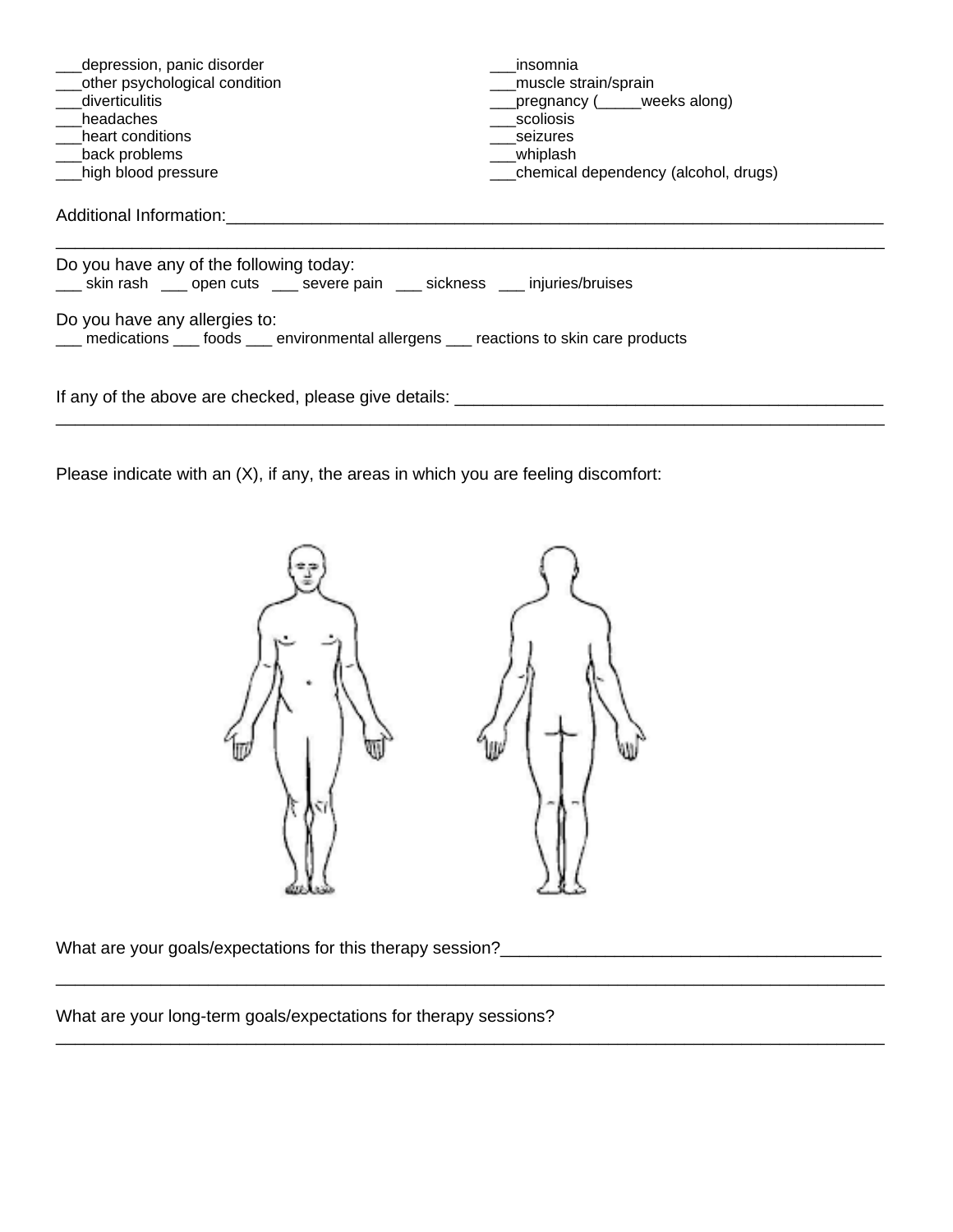___depression, panic disorder
___other psychological condition
___diverticulitis
___headaches
___heart conditions
___back problems
___high blood pressure
___insomnia
___muscle strain/sprain
___pregnancy (_____weeks along)
___scoliosis
___seizures
___whiplash
___chemical dependency (alcohol, drugs)

Additional Information:_______________________________________________________________________
_____________________________________________________________________________________

Do you have any of the following today:
___ skin rash ___ open cuts ___ severe pain ___ sickness ___ injuries/bruises

Do you have any allergies to:
___ medications ___ foods ___ environmental allergens ___ reactions to skin care products

If any of the above are checked, please give details: ____________________________________________
_____________________________________________________________________________________

Please indicate with an (X), if any, the areas in which you are feeling discomfort:

What are your goals/expectations for this therapy session?______________________________________
_____________________________________________________________________________________

What are your long-term goals/expectations for therapy sessions?
_____________________________________________________________________________________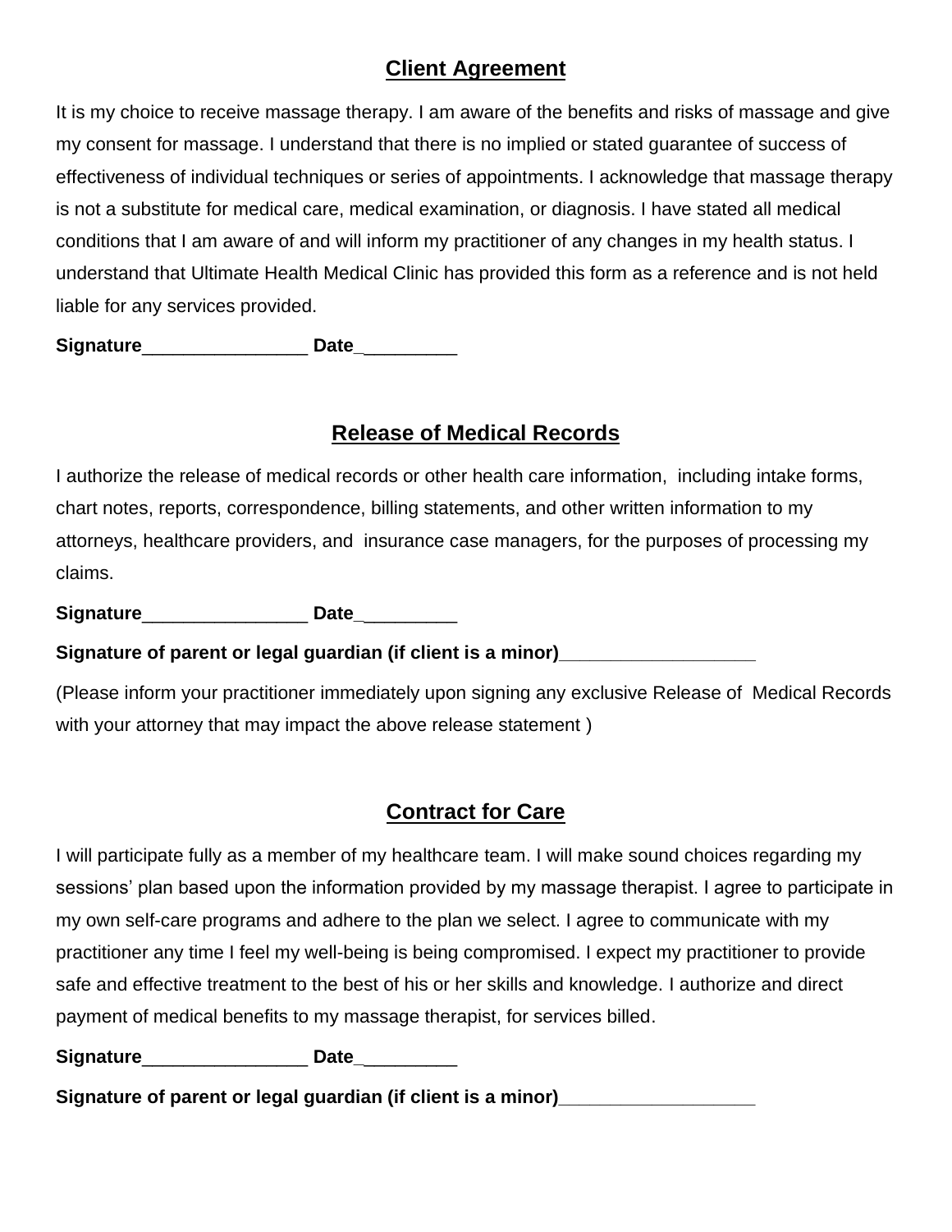## Client Agreement

It is my choice to receive massage therapy. I am aware of the benefits and risks of massage and give my consent for massage. I understand that there is no implied or stated guarantee of success of effectiveness of individual techniques or series of appointments. I acknowledge that massage therapy is not a substitute for medical care, medical examination, or diagnosis. I have stated all medical conditions that I am aware of and will inform my practitioner of any changes in my health status. I understand that Ultimate Health Medical Clinic has provided this form as a reference and is not held liable for any services provided.

**Signature**________________ **Date**_________

## Release of Medical Records

I authorize the release of medical records or other health care information, including intake forms, chart notes, reports, correspondence, billing statements, and other written information to my attorneys, healthcare providers, and insurance case managers, for the purposes of processing my claims.

**Signature**________________ **Date**_________

**Signature of parent or legal guardian (if client is a minor)**___________________

(Please inform your practitioner immediately upon signing any exclusive Release of Medical Records with your attorney that may impact the above release statement )

## Contract for Care

I will participate fully as a member of my healthcare team. I will make sound choices regarding my sessions' plan based upon the information provided by my massage therapist. I agree to participate in my own self-care programs and adhere to the plan we select. I agree to communicate with my practitioner any time I feel my well-being is being compromised. I expect my practitioner to provide safe and effective treatment to the best of his or her skills and knowledge. I authorize and direct payment of medical benefits to my massage therapist, for services billed.

**Signature**________________ **Date**_________

**Signature of parent or legal guardian (if client is a minor)**___________________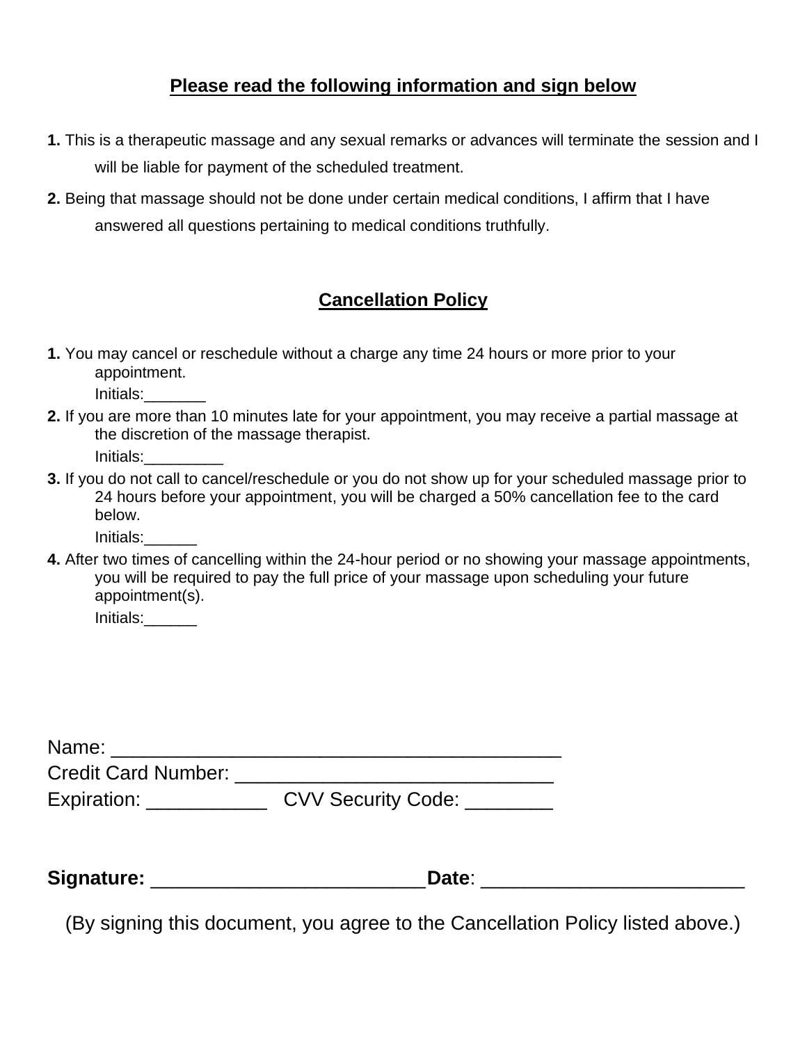## Please read the following information and sign below

**1.** This is a therapeutic massage and any sexual remarks or advances will terminate the session and I will be liable for payment of the scheduled treatment.

**2.** Being that massage should not be done under certain medical conditions, I affirm that I have answered all questions pertaining to medical conditions truthfully.

## Cancellation Policy

**1.** You may cancel or reschedule without a charge any time 24 hours or more prior to your appointment.

Initials:_______

**2.** If you are more than 10 minutes late for your appointment, you may receive a partial massage at the discretion of the massage therapist.

Initials:_________

**3.** If you do not call to cancel/reschedule or you do not show up for your scheduled massage prior to 24 hours before your appointment, you will be charged a 50% cancellation fee to the card below.

Initials:______

**4.** After two times of cancelling within the 24-hour period or no showing your massage appointments, you will be required to pay the full price of your massage upon scheduling your future appointment(s).

Initials:______

Name: __________________________________________

Credit Card Number: ______________________________

Expiration: ___________ CVV Security Code: ________

**Signature:** _________________________**Date**: ________________________

(By signing this document, you agree to the Cancellation Policy listed above.)